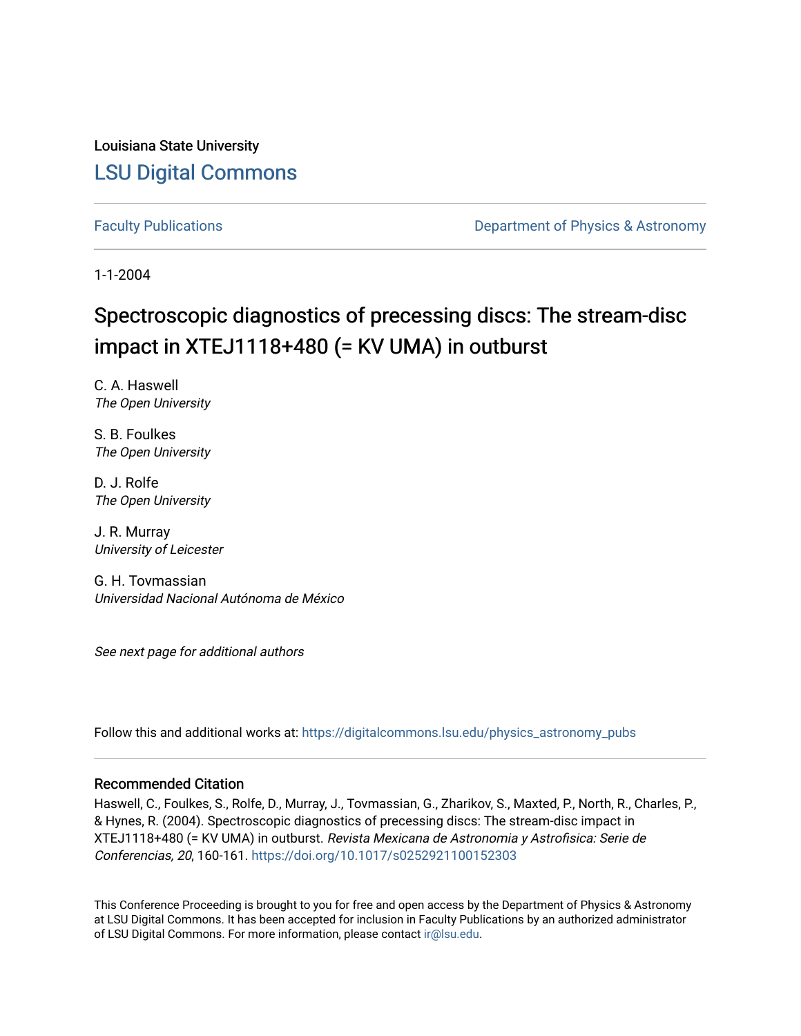Louisiana State University

## LSU Digital Commons

Faculty Publications

Department of Physics & Astronomy

1-1-2004

# Spectroscopic diagnostics of precessing discs: The stream-disc impact in XTEJ1118+480 (= KV UMA) in outburst

C. A. Haswell
*The Open University*

S. B. Foulkes
*The Open University*

D. J. Rolfe
*The Open University*

J. R. Murray
*University of Leicester*

G. H. Tovmassian
*Universidad Nacional Autónoma de México*

*See next page for additional authors*

Follow this and additional works at: https://digitalcommons.lsu.edu/physics_astronomy_pubs

### Recommended Citation

Haswell, C., Foulkes, S., Rolfe, D., Murray, J., Tovmassian, G., Zharikov, S., Maxted, P., North, R., Charles, P., & Hynes, R. (2004). Spectroscopic diagnostics of precessing discs: The stream-disc impact in XTEJ1118+480 (= KV UMA) in outburst. *Revista Mexicana de Astronomia y Astrofisica: Serie de Conferencias, 20*, 160-161. https://doi.org/10.1017/s0252921100152303

This Conference Proceeding is brought to you for free and open access by the Department of Physics & Astronomy at LSU Digital Commons. It has been accepted for inclusion in Faculty Publications by an authorized administrator of LSU Digital Commons. For more information, please contact ir@lsu.edu.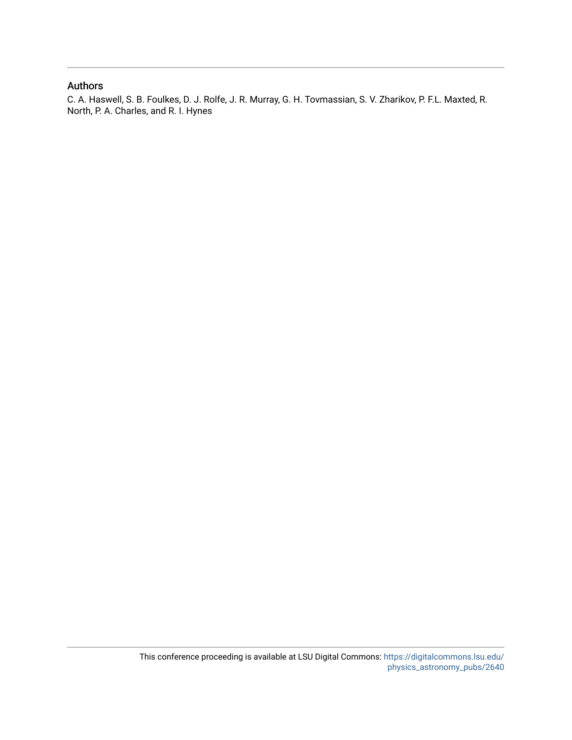### Authors

C. A. Haswell, S. B. Foulkes, D. J. Rolfe, J. R. Murray, G. H. Tovmassian, S. V. Zharikov, P. F.L. Maxted, R. North, P. A. Charles, and R. I. Hynes

This conference proceeding is available at LSU Digital Commons: https://digitalcommons.lsu.edu/physics_astronomy_pubs/2640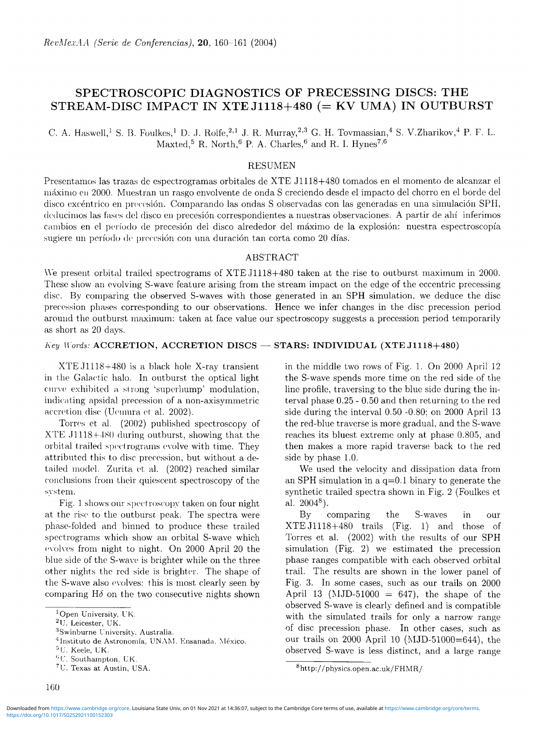# SPECTROSCOPIC DIAGNOSTICS OF PRECESSING DISCS: THE STREAM-DISC IMPACT IN XTE J1118+480 (= KV UMA) IN OUTBURST

C. A. Haswell,[1] S. B. Foulkes,[1] D. J. Rolfe,[2,1] J. R. Murray,[2,3] G. H. Tovmassian,[4] S. V. Zharikov,[4] P. F. L. Maxted,[5] R. North,[6] P. A. Charles,[6] and R. I. Hynes[7,6]

## RESUMEN

Presentamos las trazas de espectrogramas orbitales de XTE J1118+480 tomados en el momento de alcanzar el máximo en 2000. Muestran un rasgo envolvente de onda S creciendo desde el impacto del chorro en el borde del disco excéntrico en precesión. Comparando las ondas S observadas con las generadas en una simulación SPH, deducimos las fases del disco en precesión correspondientes a nuestras observaciones. A partir de ahí inferimos cambios en el período de precesión del disco alrededor del máximo de la explosión: nuestra espectroscopía sugiere un período de precesión con una duración tan corta como 20 días.

## ABSTRACT

We present orbital trailed spectrograms of XTE J1118+480 taken at the rise to outburst maximum in 2000. These show an evolving S-wave feature arising from the stream impact on the edge of the eccentric precessing disc. By comparing the observed S-waves with those generated in an SPH simulation, we deduce the disc precession phases corresponding to our observations. Hence we infer changes in the disc precession period around the outburst maximum: taken at face value our spectroscopy suggests a precession period temporarily as short as 20 days.

*Key Words:* **ACCRETION, ACCRETION DISCS — STARS: INDIVIDUAL (XTE J1118+480)**

XTE J1118+480 is a black hole X-ray transient in the Galactic halo. In outburst the optical light curve exhibited a strong 'superhump' modulation, indicating apsidal precession of a non-axisymmetric accretion disc (Uemura et al. 2002).

Torres et al. (2002) published spectroscopy of XTE J1118+480 during outburst, showing that the orbital trailed spectrograms evolve with time. They attributed this to disc precession, but without a detailed model. Zurita et al. (2002) reached similar conclusions from their quiescent spectroscopy of the system.

Fig. 1 shows our spectroscopy taken on four night at the rise to the outburst peak. The spectra were phase-folded and binned to produce these trailed spectrograms which show an orbital S-wave which evolves from night to night. On 2000 April 20 the blue side of the S-wave is brighter while on the three other nights the red side is brighter. The shape of the S-wave also evolves: this is most clearly seen by comparing H$\delta$ on the two consecutive nights shown in the middle two rows of Fig. 1. On 2000 April 12 the S-wave spends more time on the red side of the line profile, traversing to the blue side during the interval phase 0.25 - 0.50 and then returning to the red side during the interval 0.50 -0.80; on 2000 April 13 the red-blue traverse is more gradual, and the S-wave reaches its bluest extreme only at phase 0.805, and then makes a more rapid traverse back to the red side by phase 1.0.

We used the velocity and dissipation data from an SPH simulation in a q=0.1 binary to generate the synthetic trailed spectra shown in Fig. 2 (Foulkes et al. 2004[8]).

By comparing the S-waves in our XTE J1118+480 trails (Fig. 1) and those of Torres et al. (2002) with the results of our SPH simulation (Fig. 2) we estimated the precession phase ranges compatible with each observed orbital trail. The results are shown in the lower panel of Fig. 3. In some cases, such as our trails on 2000 April 13 (MJD-51000 = 647), the shape of the observed S-wave is clearly defined and is compatible with the simulated trails for only a narrow range of disc precession phase. In other cases, such as our trails on 2000 April 10 (MJD-51000=644), the observed S-wave is less distinct, and a large range

---

[1] Open University, UK.
[2] U. Leicester, UK.
[3] Swinburne University, Australia.
[4] Instituto de Astronomía, UNAM. Ensanada. México.
[5] U. Keele, UK.
[6] U. Southampton, UK.
[7] U. Texas at Austin, USA.
[8] http://physics.open.ac.uk/FHMR/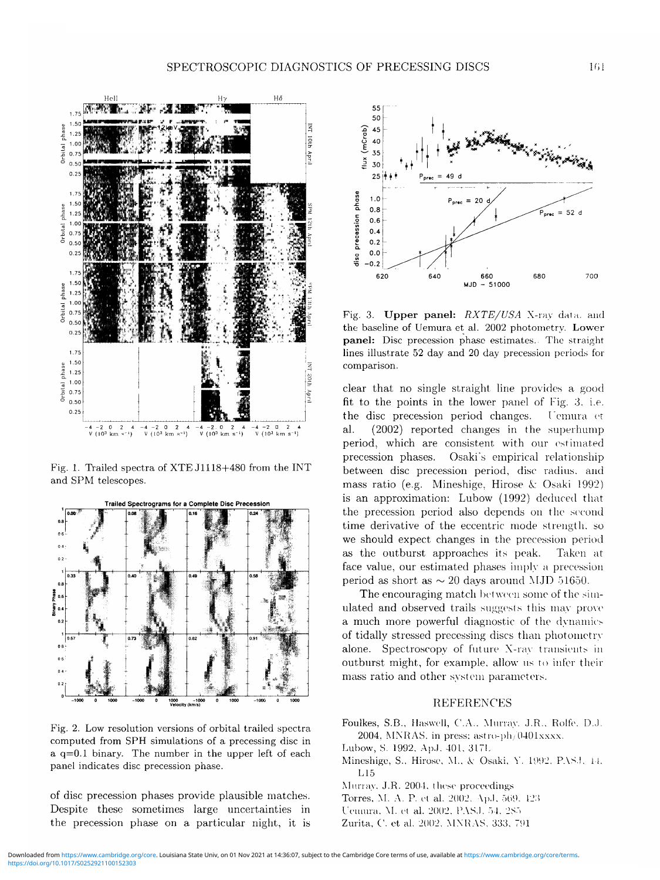HeII Hγ Hδ

Orbital phase

1.75 1.50 1.25 1.00 0.75 0.50 0.25

INT 10th April

SPM 12th April

SPM 13th April

INT 20th April

−4 −2 0 2 4 V ($10^3$ km s$^{-1}$)

Fig. 1. Trailed spectra of XTE J1118+480 from the INT and SPM telescopes.

Trailed Spectrograms for a Complete Disc Precession

0.00 0.08 0.16 0.24 0.33 0.40 0.49 0.58 0.67 0.73 0.82 0.91

Binary Phase

Velocity (km/s)

Fig. 2. Low resolution versions of orbital trailed spectra computed from SPH simulations of a precessing disc in a q=0.1 binary. The number in the upper left of each panel indicates disc precession phase.

of disc precession phases provide plausible matches. Despite these sometimes large uncertainties in the precession phase on a particular night, it is clear that no single straight line provides a good fit to the points in the lower panel of Fig. 3. i.e. the disc precession period changes. Uemura et al. (2002) reported changes in the superhump period, which are consistent with our estimated precession phases. Osaki's empirical relationship between disc precession period, disc radius, and mass ratio (e.g. Mineshige, Hirose & Osaki 1992) is an approximation: Lubow (1992) deduced that the precession period also depends on the second time derivative of the eccentric mode strength, so we should expect changes in the precession period as the outburst approaches its peak. Taken at face value, our estimated phases imply a precession period as short as ~ 20 days around MJD 51650.

flux (mCrab)

$P_{prec}$ = 49 d

$P_{prec}$ = 20 d

$P_{prec}$ = 52 d

disc precession phase

MJD − 51000

Fig. 3. **Upper panel:** *RXTE/USA* X-ray data, and the baseline of Uemura et al. 2002 photometry. **Lower panel:** Disc precession phase estimates. The straight lines illustrate 52 day and 20 day precession periods for comparison.

The encouraging match between some of the simulated and observed trails suggests this may prove a much more powerful diagnostic of the dynamics of tidally stressed precessing discs than photometry alone. Spectroscopy of future X-ray transients in outburst might, for example, allow us to infer their mass ratio and other system parameters.

## REFERENCES

Foulkes, S.B., Haswell, C.A., Murray, J.R., Rolfe, D.J. 2004, MNRAS, in press; astro-ph/0401xxxx.

Lubow, S. 1992, ApJ, 401, 317L

Mineshige, S., Hirose, M., & Osaki, Y. 1992, PASJ, 44, L15

Murray, J.R. 2004, these proceedings

Torres, M. A. P. et al. 2002, ApJ, 569, 423

Uemura, M. et al. 2002, PASJ, 54, 285

Zurita, C. et al. 2002, MNRAS, 333, 791